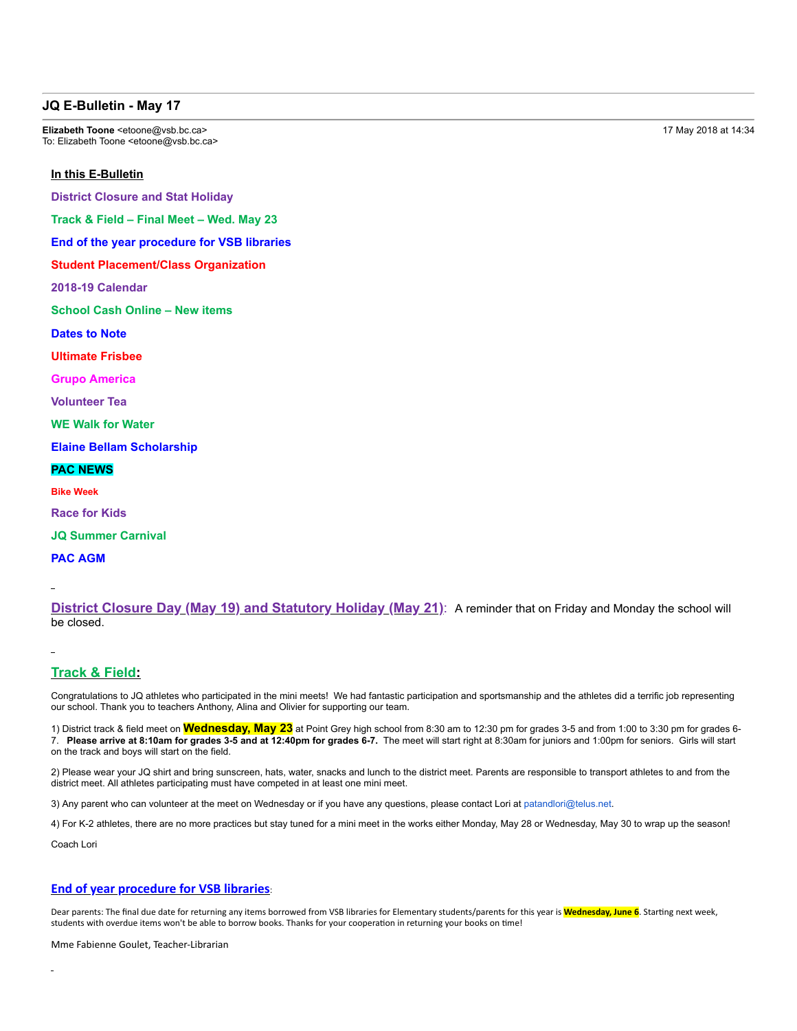## JQ E-Bulletin - May 17

**Elizabeth Toone** <etoone@vsb.bc.ca>
To: Elizabeth Toone <etoone@vsb.bc.ca>

17 May 2018 at 14:34

**In this E-Bulletin**

**District Closure and Stat Holiday**

**Track & Field – Final Meet – Wed. May 23**

**End of the year procedure for VSB libraries**

**Student Placement/Class Organization**

**2018-19 Calendar**

**School Cash Online – New items**

**Dates to Note**

**Ultimate Frisbee**

**Grupo America**

**Volunteer Tea**

**WE Walk for Water**

**Elaine Bellam Scholarship**

**PAC NEWS**

**Bike Week**

**Race for Kids**

**JQ Summer Carnival**

**PAC AGM**

**District Closure Day (May 19) and Statutory Holiday (May 21)**: A reminder that on Friday and Monday the school will be closed.

### Track & Field:

Congratulations to JQ athletes who participated in the mini meets! We had fantastic participation and sportsmanship and the athletes did a terrific job representing our school. Thank you to teachers Anthony, Alina and Olivier for supporting our team.

1) District track & field meet on **Wednesday, May 23** at Point Grey high school from 8:30 am to 12:30 pm for grades 3-5 and from 1:00 to 3:30 pm for grades 6-7. **Please arrive at 8:10am for grades 3-5 and at 12:40pm for grades 6-7.** The meet will start right at 8:30am for juniors and 1:00pm for seniors. Girls will start on the track and boys will start on the field.

2) Please wear your JQ shirt and bring sunscreen, hats, water, snacks and lunch to the district meet. Parents are responsible to transport athletes to and from the district meet. All athletes participating must have competed in at least one mini meet.

3) Any parent who can volunteer at the meet on Wednesday or if you have any questions, please contact Lori at patandlori@telus.net.

4) For K-2 athletes, there are no more practices but stay tuned for a mini meet in the works either Monday, May 28 or Wednesday, May 30 to wrap up the season!

Coach Lori

### End of year procedure for VSB libraries:

Dear parents: The final due date for returning any items borrowed from VSB libraries for Elementary students/parents for this year is **Wednesday, June 6**. Starting next week, students with overdue items won't be able to borrow books. Thanks for your cooperation in returning your books on time!

Mme Fabienne Goulet, Teacher-Librarian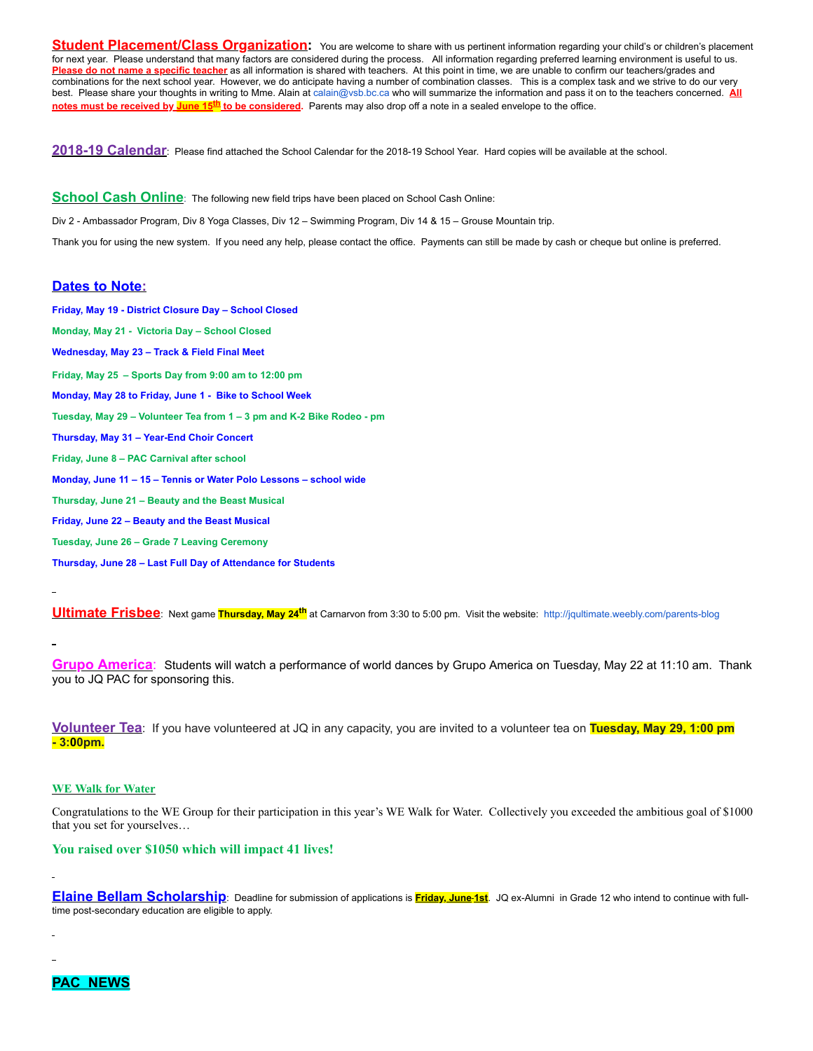**Student Placement/Class Organization:** You are welcome to share with us pertinent information regarding your child's or children's placement for next year. Please understand that many factors are considered during the process. All information regarding preferred learning environment is useful to us. **Please do not name a specific teacher** as all information is shared with teachers. At this point in time, we are unable to confirm our teachers/grades and combinations for the next school year. However, we do anticipate having a number of combination classes. This is a complex task and we strive to do our very best. Please share your thoughts in writing to Mme. Alain at calain@vsb.bc.ca who will summarize the information and pass it on to the teachers concerned. **All notes must be received by June 15th to be considered.** Parents may also drop off a note in a sealed envelope to the office.

**2018-19 Calendar**: Please find attached the School Calendar for the 2018-19 School Year. Hard copies will be available at the school.

**School Cash Online**: The following new field trips have been placed on School Cash Online:

Div 2 - Ambassador Program, Div 8 Yoga Classes, Div 12 – Swimming Program, Div 14 & 15 – Grouse Mountain trip.

Thank you for using the new system. If you need any help, please contact the office. Payments can still be made by cash or cheque but online is preferred.

## Dates to Note:

**Friday, May 19 - District Closure Day – School Closed**

**Monday, May 21 - Victoria Day – School Closed**

**Wednesday, May 23 – Track & Field Final Meet**

**Friday, May 25 – Sports Day from 9:00 am to 12:00 pm**

**Monday, May 28 to Friday, June 1 - Bike to School Week**

**Tuesday, May 29 – Volunteer Tea from 1 – 3 pm and K-2 Bike Rodeo - pm**

**Thursday, May 31 – Year-End Choir Concert**

**Friday, June 8 – PAC Carnival after school**

**Monday, June 11 – 15 – Tennis or Water Polo Lessons – school wide**

**Thursday, June 21 – Beauty and the Beast Musical**

**Friday, June 22 – Beauty and the Beast Musical**

**Tuesday, June 26 – Grade 7 Leaving Ceremony**

**Thursday, June 28 – Last Full Day of Attendance for Students**

**Ultimate Frisbee**: Next game **Thursday, May 24th** at Carnarvon from 3:30 to 5:00 pm. Visit the website: http://jqultimate.weebly.com/parents-blog

**Grupo America**: Students will watch a performance of world dances by Grupo America on Tuesday, May 22 at 11:10 am. Thank you to JQ PAC for sponsoring this.

**Volunteer Tea**: If you have volunteered at JQ in any capacity, you are invited to a volunteer tea on **Tuesday, May 29, 1:00 pm - 3:00pm.**

**WE Walk for Water**

Congratulations to the WE Group for their participation in this year's WE Walk for Water. Collectively you exceeded the ambitious goal of $1000 that you set for yourselves…

**You raised over $1050 which will impact 41 lives!**

**Elaine Bellam Scholarship**: Deadline for submission of applications is **Friday, June 1st**. JQ ex-Alumni in Grade 12 who intend to continue with full-time post-secondary education are eligible to apply.

## PAC NEWS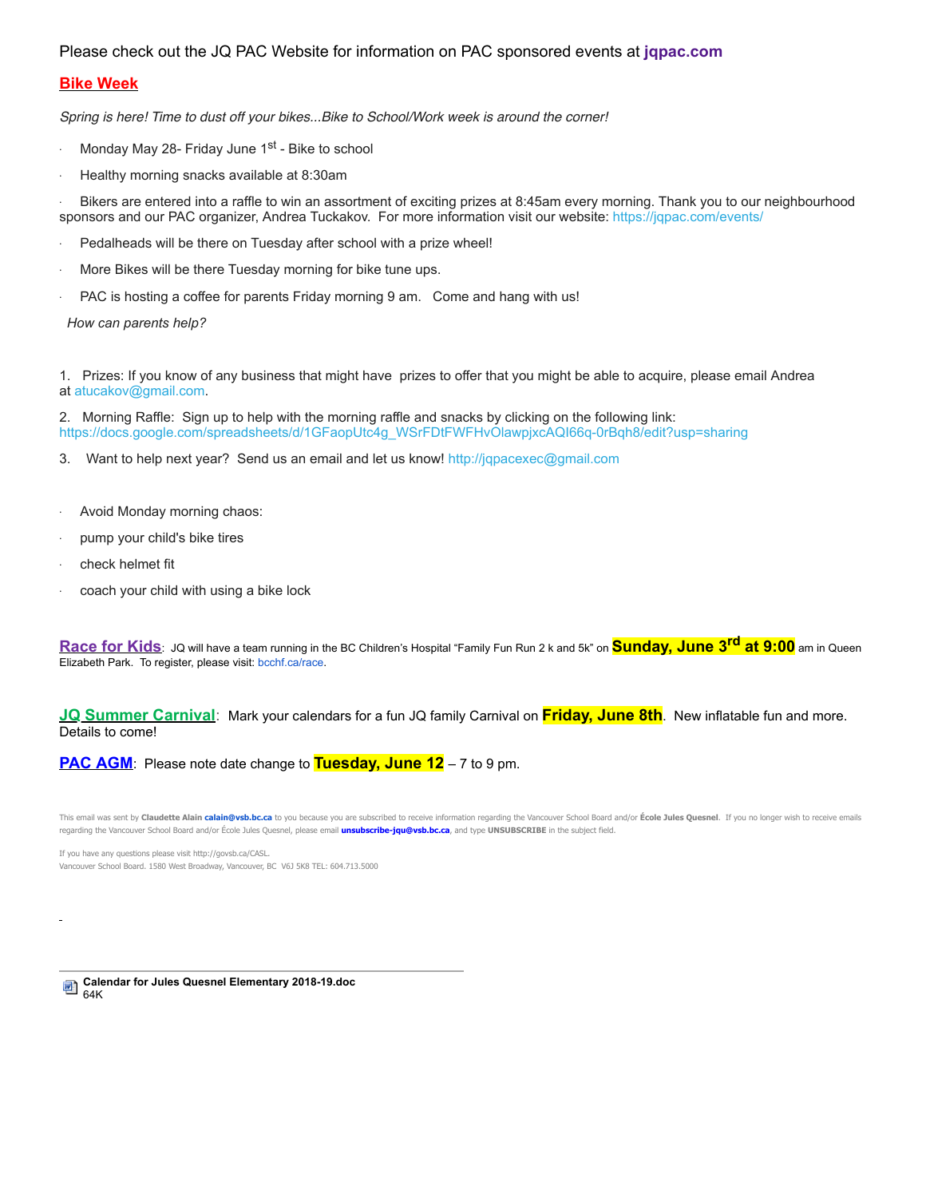Please check out the JQ PAC Website for information on PAC sponsored events at **jqpac.com**

## Bike Week

*Spring is here! Time to dust off your bikes...Bike to School/Work week is around the corner!*

- Monday May 28- Friday June 1st - Bike to school
- Healthy morning snacks available at 8:30am
- Bikers are entered into a raffle to win an assortment of exciting prizes at 8:45am every morning. Thank you to our neighbourhood sponsors and our PAC organizer, Andrea Tuckakov. For more information visit our website: https://jqpac.com/events/
- Pedalheads will be there on Tuesday after school with a prize wheel!
- More Bikes will be there Tuesday morning for bike tune ups.
- PAC is hosting a coffee for parents Friday morning 9 am. Come and hang with us!

*How can parents help?*

1. Prizes: If you know of any business that might have prizes to offer that you might be able to acquire, please email Andrea at atucakov@gmail.com.
2. Morning Raffle: Sign up to help with the morning raffle and snacks by clicking on the following link: https://docs.google.com/spreadsheets/d/1GFaopUtc4g_WSrFDtFWFHvOlawpjxcAQI66q-0rBqh8/edit?usp=sharing
3. Want to help next year? Send us an email and let us know! http://jqpacexec@gmail.com

- Avoid Monday morning chaos:
- pump your child's bike tires
- check helmet fit
- coach your child with using a bike lock

**Race for Kids**: JQ will have a team running in the BC Children's Hospital "Family Fun Run 2 k and 5k" on **Sunday, June 3rd at 9:00** am in Queen Elizabeth Park. To register, please visit: bcchf.ca/race.

**JQ Summer Carnival**: Mark your calendars for a fun JQ family Carnival on **Friday, June 8th**. New inflatable fun and more. Details to come!

**PAC AGM**: Please note date change to **Tuesday, June 12** – 7 to 9 pm.

This email was sent by **Claudette Alain** **calain@vsb.bc.ca** to you because you are subscribed to receive information regarding the Vancouver School Board and/or **École Jules Quesnel**. If you no longer wish to receive emails regarding the Vancouver School Board and/or École Jules Quesnel, please email **unsubscribe-jqu@vsb.bc.ca**, and type **UNSUBSCRIBE** in the subject field.

If you have any questions please visit http://govsb.ca/CASL.
Vancouver School Board. 1580 West Broadway, Vancouver, BC V6J 5K8 TEL: 604.713.5000

---

**Calendar for Jules Quesnel Elementary 2018-19.doc**
64K